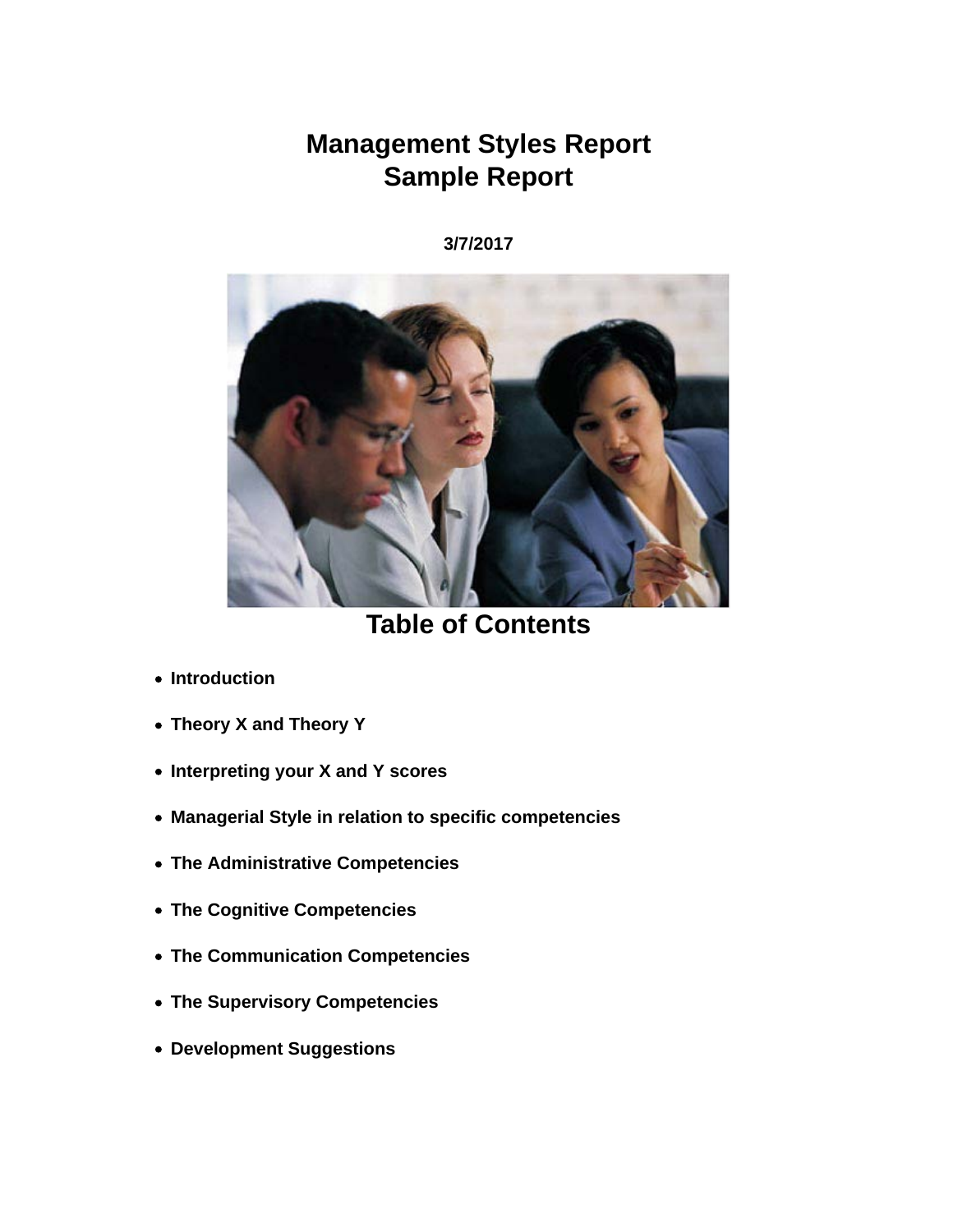# Management Styles Report
# Sample Report

**3/7/2017**

## Table of Contents

- **Introduction**
- **Theory X and Theory Y**
- **Interpreting your X and Y scores**
- **Managerial Style in relation to specific competencies**
- **The Administrative Competencies**
- **The Cognitive Competencies**
- **The Communication Competencies**
- **The Supervisory Competencies**
- **Development Suggestions**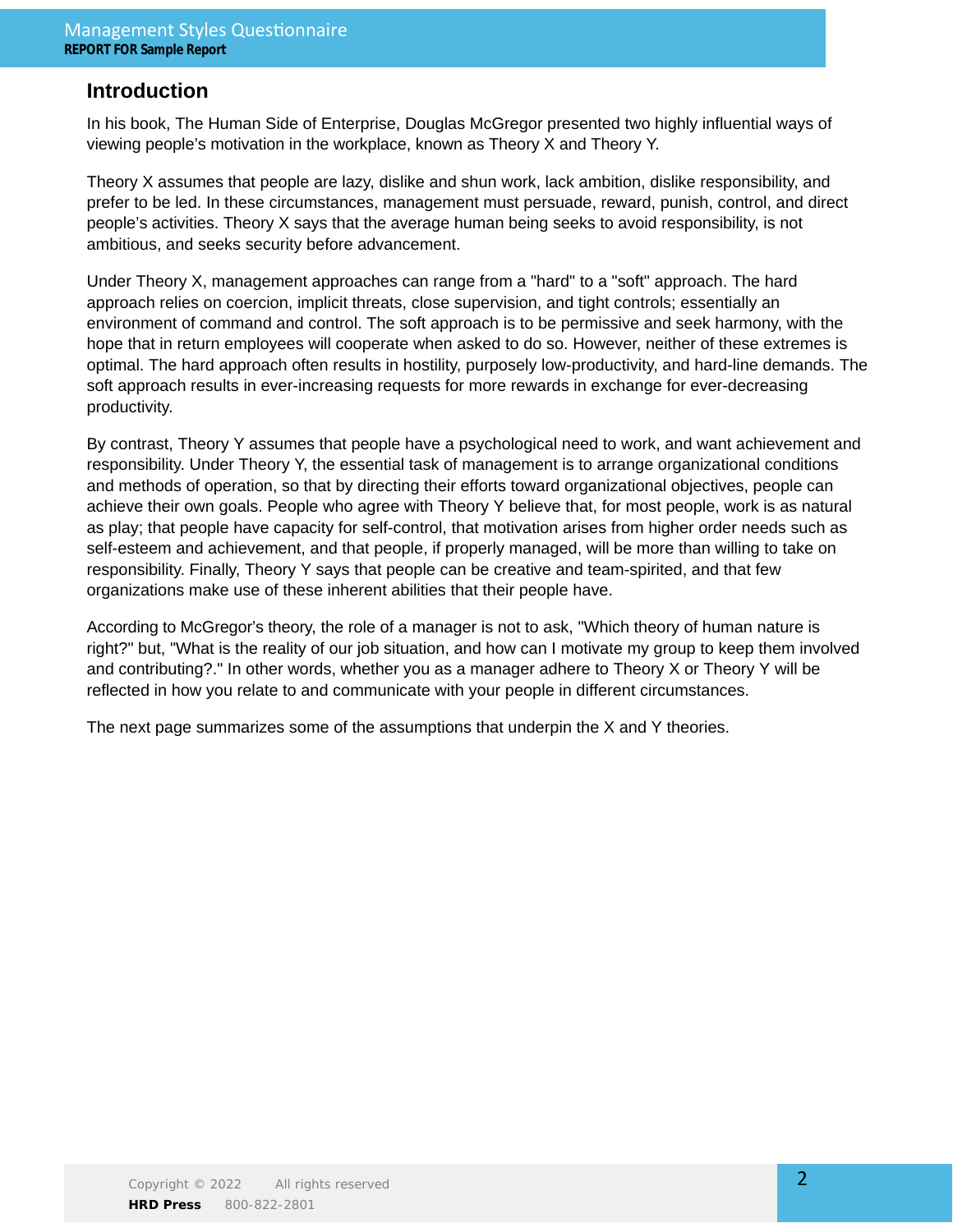## Introduction

In his book, The Human Side of Enterprise, Douglas McGregor presented two highly influential ways of viewing people's motivation in the workplace, known as Theory X and Theory Y.

Theory X assumes that people are lazy, dislike and shun work, lack ambition, dislike responsibility, and prefer to be led. In these circumstances, management must persuade, reward, punish, control, and direct people's activities. Theory X says that the average human being seeks to avoid responsibility, is not ambitious, and seeks security before advancement.

Under Theory X, management approaches can range from a "hard" to a "soft" approach. The hard approach relies on coercion, implicit threats, close supervision, and tight controls; essentially an environment of command and control. The soft approach is to be permissive and seek harmony, with the hope that in return employees will cooperate when asked to do so. However, neither of these extremes is optimal. The hard approach often results in hostility, purposely low-productivity, and hard-line demands. The soft approach results in ever-increasing requests for more rewards in exchange for ever-decreasing productivity.

By contrast, Theory Y assumes that people have a psychological need to work, and want achievement and responsibility. Under Theory Y, the essential task of management is to arrange organizational conditions and methods of operation, so that by directing their efforts toward organizational objectives, people can achieve their own goals. People who agree with Theory Y believe that, for most people, work is as natural as play; that people have capacity for self-control, that motivation arises from higher order needs such as self-esteem and achievement, and that people, if properly managed, will be more than willing to take on responsibility. Finally, Theory Y says that people can be creative and team-spirited, and that few organizations make use of these inherent abilities that their people have.

According to McGregor's theory, the role of a manager is not to ask, "Which theory of human nature is right?" but, "What is the reality of our job situation, and how can I motivate my group to keep them involved and contributing?." In other words, whether you as a manager adhere to Theory X or Theory Y will be reflected in how you relate to and communicate with your people in different circumstances.

The next page summarizes some of the assumptions that underpin the X and Y theories.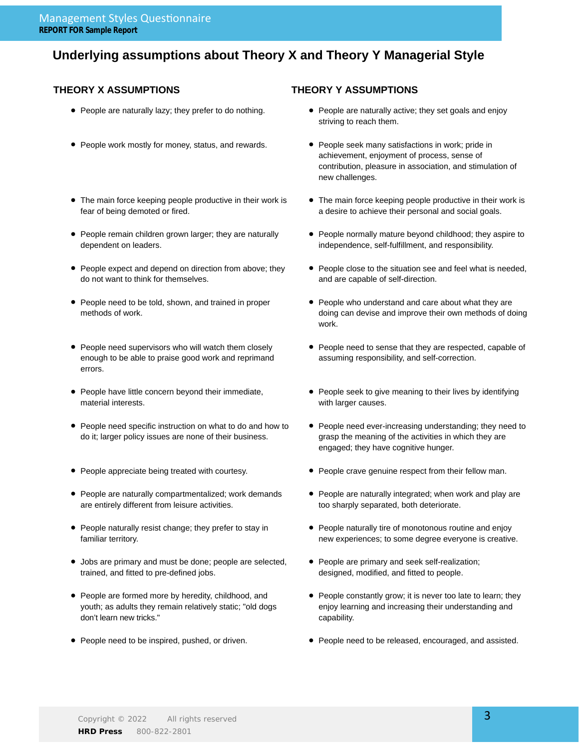## Underlying assumptions about Theory X and Theory Y Managerial Style

### THEORY X ASSUMPTIONS

- People are naturally lazy; they prefer to do nothing.
- People work mostly for money, status, and rewards.
- The main force keeping people productive in their work is fear of being demoted or fired.
- People remain children grown larger; they are naturally dependent on leaders.
- People expect and depend on direction from above; they do not want to think for themselves.
- People need to be told, shown, and trained in proper methods of work.
- People need supervisors who will watch them closely enough to be able to praise good work and reprimand errors.
- People have little concern beyond their immediate, material interests.
- People need specific instruction on what to do and how to do it; larger policy issues are none of their business.
- People appreciate being treated with courtesy.
- People are naturally compartmentalized; work demands are entirely different from leisure activities.
- People naturally resist change; they prefer to stay in familiar territory.
- Jobs are primary and must be done; people are selected, trained, and fitted to pre-defined jobs.
- People are formed more by heredity, childhood, and youth; as adults they remain relatively static; "old dogs don't learn new tricks."
- People need to be inspired, pushed, or driven.

### THEORY Y ASSUMPTIONS

- People are naturally active; they set goals and enjoy striving to reach them.
- People seek many satisfactions in work; pride in achievement, enjoyment of process, sense of contribution, pleasure in association, and stimulation of new challenges.
- The main force keeping people productive in their work is a desire to achieve their personal and social goals.
- People normally mature beyond childhood; they aspire to independence, self-fulfillment, and responsibility.
- People close to the situation see and feel what is needed, and are capable of self-direction.
- People who understand and care about what they are doing can devise and improve their own methods of doing work.
- People need to sense that they are respected, capable of assuming responsibility, and self-correction.
- People seek to give meaning to their lives by identifying with larger causes.
- People need ever-increasing understanding; they need to grasp the meaning of the activities in which they are engaged; they have cognitive hunger.
- People crave genuine respect from their fellow man.
- People are naturally integrated; when work and play are too sharply separated, both deteriorate.
- People naturally tire of monotonous routine and enjoy new experiences; to some degree everyone is creative.
- People are primary and seek self-realization; designed, modified, and fitted to people.
- People constantly grow; it is never too late to learn; they enjoy learning and increasing their understanding and capability.
- People need to be released, encouraged, and assisted.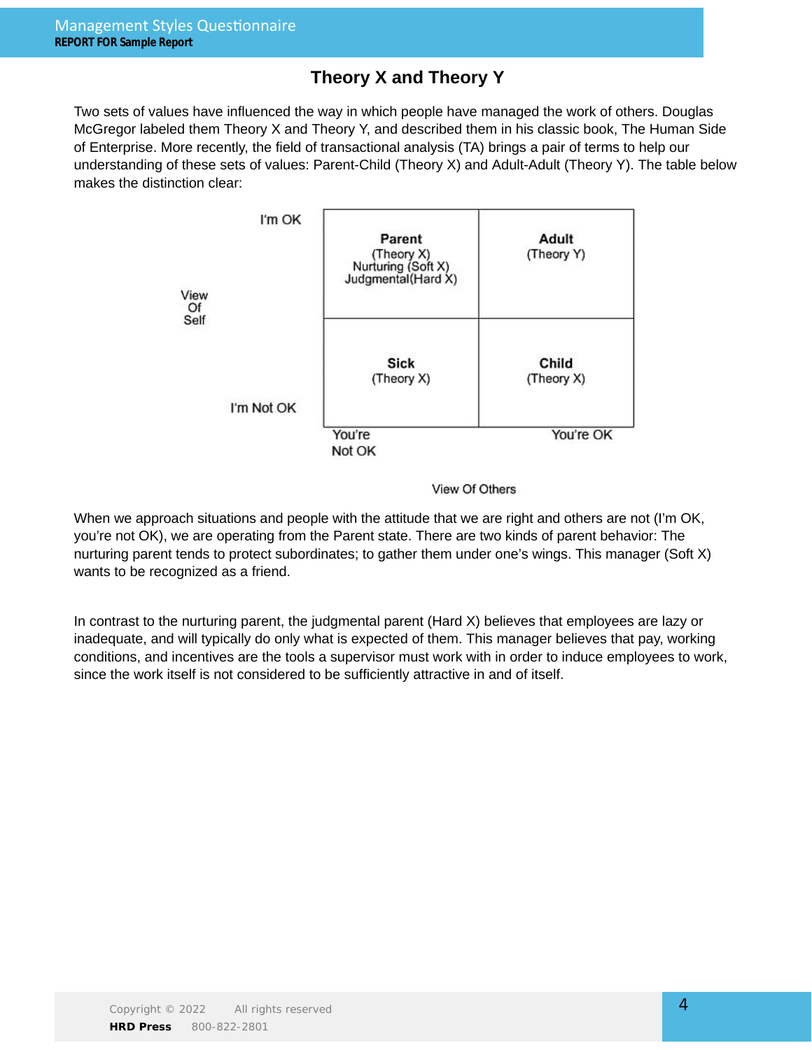## Theory X and Theory Y

Two sets of values have influenced the way in which people have managed the work of others. Douglas McGregor labeled them Theory X and Theory Y, and described them in his classic book, The Human Side of Enterprise. More recently, the field of transactional analysis (TA) brings a pair of terms to help our understanding of these sets of values: Parent-Child (Theory X) and Adult-Adult (Theory Y). The table below makes the distinction clear:

| View Of Self | You're Not OK | You're OK |
|---|---|---|
| I'm OK | **Parent** (Theory X) Nurturing (Soft X) Judgmental(Hard X) | **Adult** (Theory Y) |
| I'm Not OK | **Sick** (Theory X) | **Child** (Theory X) |

View Of Others

When we approach situations and people with the attitude that we are right and others are not (I'm OK, you're not OK), we are operating from the Parent state. There are two kinds of parent behavior: The nurturing parent tends to protect subordinates; to gather them under one's wings. This manager (Soft X) wants to be recognized as a friend.

In contrast to the nurturing parent, the judgmental parent (Hard X) believes that employees are lazy or inadequate, and will typically do only what is expected of them. This manager believes that pay, working conditions, and incentives are the tools a supervisor must work with in order to induce employees to work, since the work itself is not considered to be sufficiently attractive in and of itself.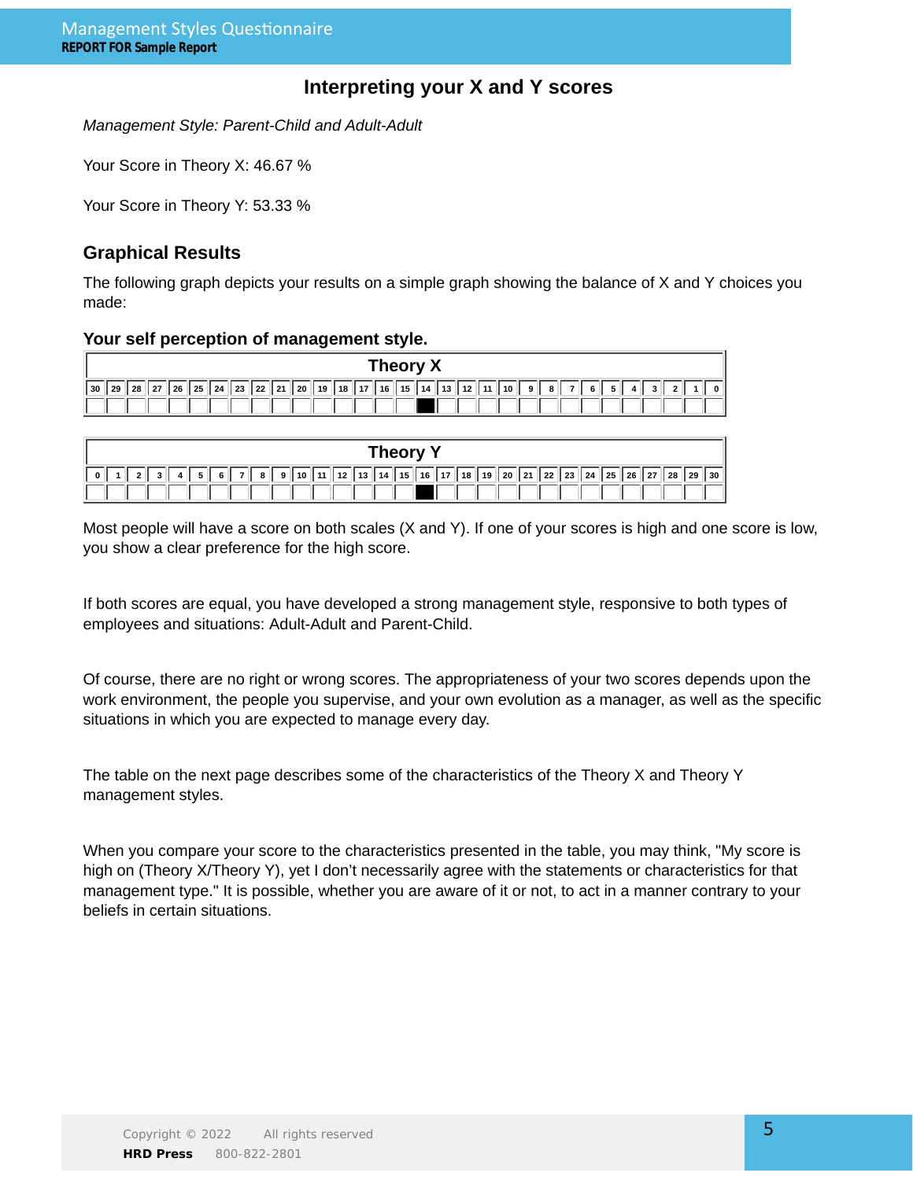## Interpreting your X and Y scores

*Management Style: Parent-Child and Adult-Adult*

Your Score in Theory X: 46.67 %

Your Score in Theory Y: 53.33 %

### Graphical Results

The following graph depicts your results on a simple graph showing the balance of X and Y choices you made:

**Your self perception of management style.**

| Theory X | | | | | | | | | | | | | | | | | | | | | | | | | | | | | | |
|---|---|---|---|---|---|---|---|---|---|---|---|---|---|---|---|---|---|---|---|---|---|---|---|---|---|---|---|---|---|---|
| 30 | 29 | 28 | 27 | 26 | 25 | 24 | 23 | 22 | 21 | 20 | 19 | 18 | 17 | 16 | 15 | 14 | 13 | 12 | 11 | 10 | 9 | 8 | 7 | 6 | 5 | 4 | 3 | 2 | 1 | 0 |
| | | | | | | | | | | | | | | | | ■ | | | | | | | | | | | | | | |

| Theory Y | | | | | | | | | | | | | | | | | | | | | | | | | | | | | | |
|---|---|---|---|---|---|---|---|---|---|---|---|---|---|---|---|---|---|---|---|---|---|---|---|---|---|---|---|---|---|---|
| 0 | 1 | 2 | 3 | 4 | 5 | 6 | 7 | 8 | 9 | 10 | 11 | 12 | 13 | 14 | 15 | 16 | 17 | 18 | 19 | 20 | 21 | 22 | 23 | 24 | 25 | 26 | 27 | 28 | 29 | 30 |
| | | | | | | | | | | | | | | | | ■ | | | | | | | | | | | | | | |

Most people will have a score on both scales (X and Y). If one of your scores is high and one score is low, you show a clear preference for the high score.

If both scores are equal, you have developed a strong management style, responsive to both types of employees and situations: Adult-Adult and Parent-Child.

Of course, there are no right or wrong scores. The appropriateness of your two scores depends upon the work environment, the people you supervise, and your own evolution as a manager, as well as the specific situations in which you are expected to manage every day.

The table on the next page describes some of the characteristics of the Theory X and Theory Y management styles.

When you compare your score to the characteristics presented in the table, you may think, "My score is high on (Theory X/Theory Y), yet I don't necessarily agree with the statements or characteristics for that management type." It is possible, whether you are aware of it or not, to act in a manner contrary to your beliefs in certain situations.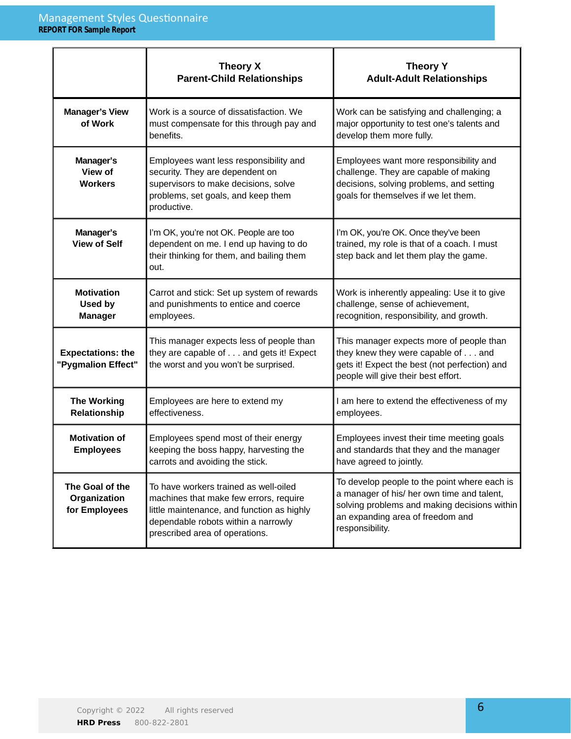| | Theory X<br>Parent-Child Relationships | Theory Y<br>Adult-Adult Relationships |
|---|---|---|
| **Manager's View of Work** | Work is a source of dissatisfaction. We must compensate for this through pay and benefits. | Work can be satisfying and challenging; a major opportunity to test one's talents and develop them more fully. |
| **Manager's View of Workers** | Employees want less responsibility and security. They are dependent on supervisors to make decisions, solve problems, set goals, and keep them productive. | Employees want more responsibility and challenge. They are capable of making decisions, solving problems, and setting goals for themselves if we let them. |
| **Manager's View of Self** | I'm OK, you're not OK. People are too dependent on me. I end up having to do their thinking for them, and bailing them out. | I'm OK, you're OK. Once they've been trained, my role is that of a coach. I must step back and let them play the game. |
| **Motivation Used by Manager** | Carrot and stick: Set up system of rewards and punishments to entice and coerce employees. | Work is inherently appealing: Use it to give challenge, sense of achievement, recognition, responsibility, and growth. |
| **Expectations: the "Pygmalion Effect"** | This manager expects less of people than they are capable of . . . and gets it! Expect the worst and you won't be surprised. | This manager expects more of people than they knew they were capable of . . . and gets it! Expect the best (not perfection) and people will give their best effort. |
| **The Working Relationship** | Employees are here to extend my effectiveness. | I am here to extend the effectiveness of my employees. |
| **Motivation of Employees** | Employees spend most of their energy keeping the boss happy, harvesting the carrots and avoiding the stick. | Employees invest their time meeting goals and standards that they and the manager have agreed to jointly. |
| **The Goal of the Organization for Employees** | To have workers trained as well-oiled machines that make few errors, require little maintenance, and function as highly dependable robots within a narrowly prescribed area of operations. | To develop people to the point where each is a manager of his/ her own time and talent, solving problems and making decisions within an expanding area of freedom and responsibility. |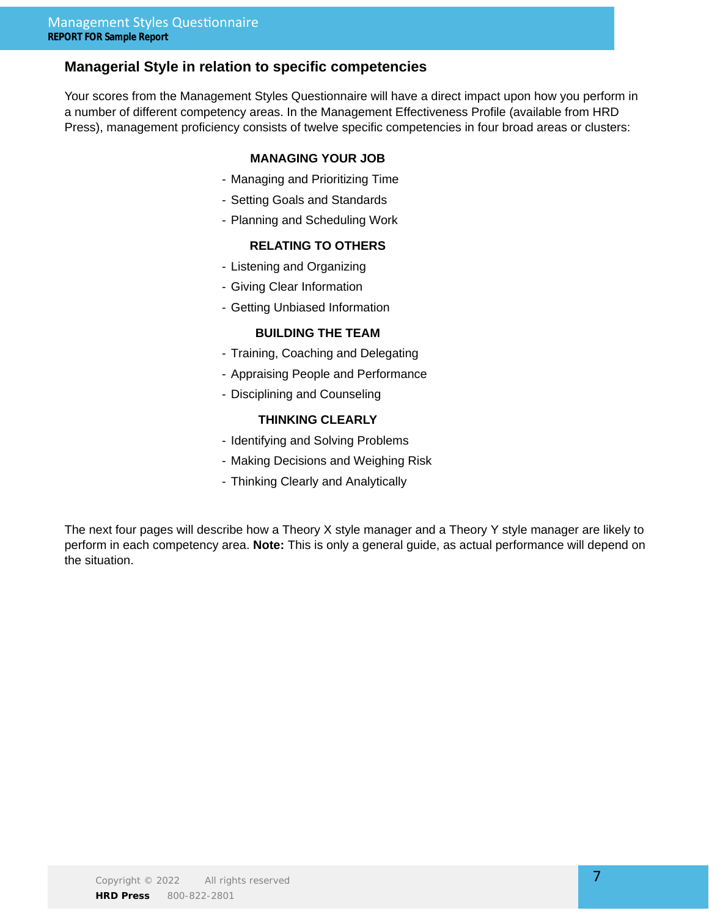## Managerial Style in relation to specific competencies

Your scores from the Management Styles Questionnaire will have a direct impact upon how you perform in a number of different competency areas. In the Management Effectiveness Profile (available from HRD Press), management proficiency consists of twelve specific competencies in four broad areas or clusters:

**MANAGING YOUR JOB**

- Managing and Prioritizing Time
- Setting Goals and Standards
- Planning and Scheduling Work

**RELATING TO OTHERS**

- Listening and Organizing
- Giving Clear Information
- Getting Unbiased Information

**BUILDING THE TEAM**

- Training, Coaching and Delegating
- Appraising People and Performance
- Disciplining and Counseling

**THINKING CLEARLY**

- Identifying and Solving Problems
- Making Decisions and Weighing Risk
- Thinking Clearly and Analytically

The next four pages will describe how a Theory X style manager and a Theory Y style manager are likely to perform in each competency area. **Note:** This is only a general guide, as actual performance will depend on the situation.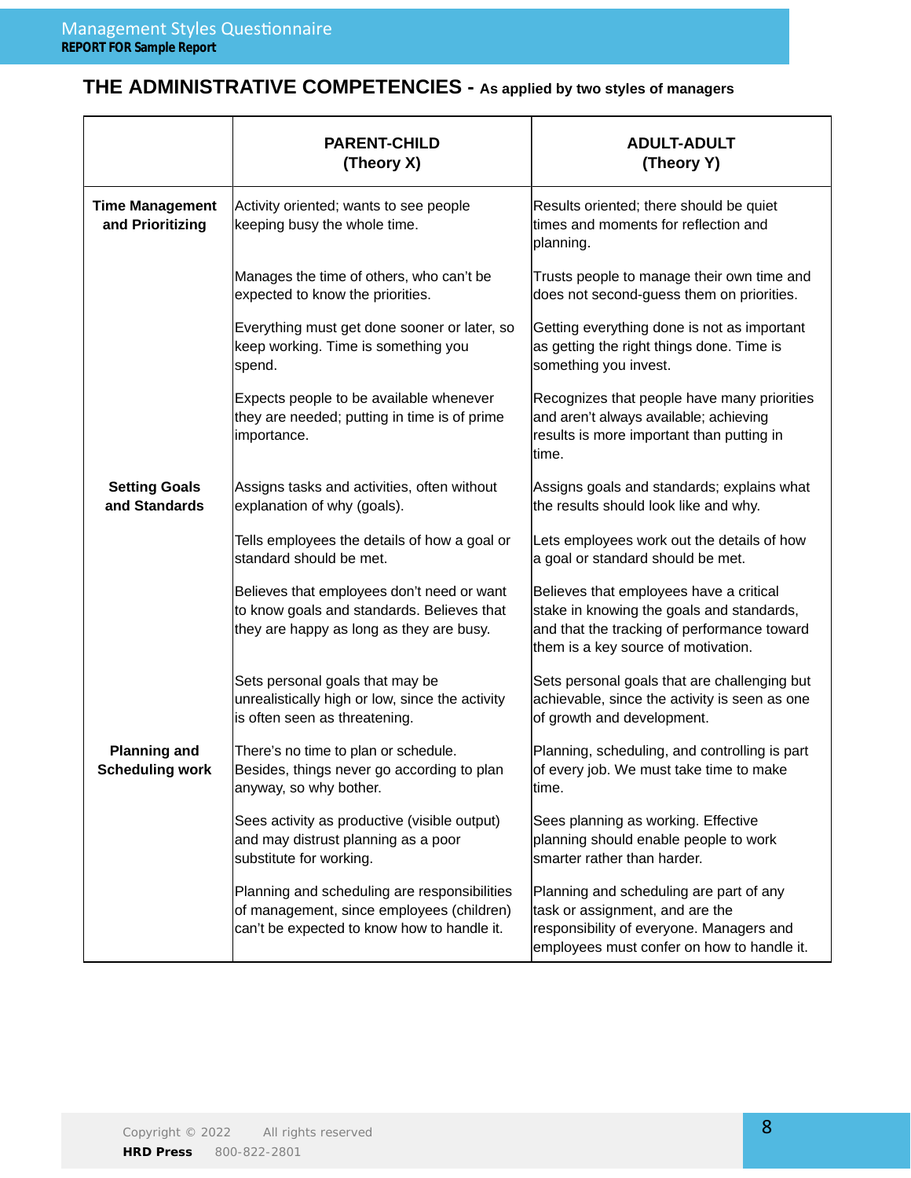## THE ADMINISTRATIVE COMPETENCIES - As applied by two styles of managers

| | PARENT-CHILD (Theory X) | ADULT-ADULT (Theory Y) |
|---|---|---|
| **Time Management and Prioritizing** | Activity oriented; wants to see people keeping busy the whole time. | Results oriented; there should be quiet times and moments for reflection and planning. |
| | Manages the time of others, who can't be expected to know the priorities. | Trusts people to manage their own time and does not second-guess them on priorities. |
| | Everything must get done sooner or later, so keep working. Time is something you spend. | Getting everything done is not as important as getting the right things done. Time is something you invest. |
| | Expects people to be available whenever they are needed; putting in time is of prime importance. | Recognizes that people have many priorities and aren't always available; achieving results is more important than putting in time. |
| **Setting Goals and Standards** | Assigns tasks and activities, often without explanation of why (goals). | Assigns goals and standards; explains what the results should look like and why. |
| | Tells employees the details of how a goal or standard should be met. | Lets employees work out the details of how a goal or standard should be met. |
| | Believes that employees don't need or want to know goals and standards. Believes that they are happy as long as they are busy. | Believes that employees have a critical stake in knowing the goals and standards, and that the tracking of performance toward them is a key source of motivation. |
| | Sets personal goals that may be unrealistically high or low, since the activity is often seen as threatening. | Sets personal goals that are challenging but achievable, since the activity is seen as one of growth and development. |
| **Planning and Scheduling work** | There's no time to plan or schedule. Besides, things never go according to plan anyway, so why bother. | Planning, scheduling, and controlling is part of every job. We must take time to make time. |
| | Sees activity as productive (visible output) and may distrust planning as a poor substitute for working. | Sees planning as working. Effective planning should enable people to work smarter rather than harder. |
| | Planning and scheduling are responsibilities of management, since employees (children) can't be expected to know how to handle it. | Planning and scheduling are part of any task or assignment, and are the responsibility of everyone. Managers and employees must confer on how to handle it. |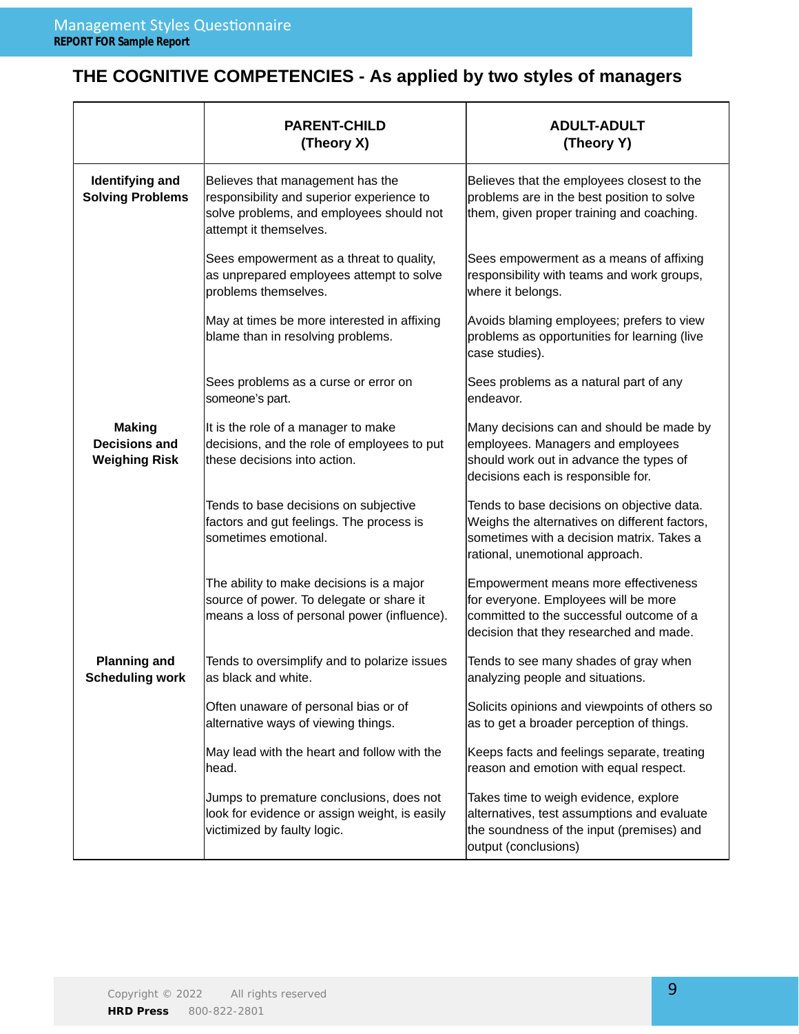## THE COGNITIVE COMPETENCIES - As applied by two styles of managers

| | PARENT-CHILD (Theory X) | ADULT-ADULT (Theory Y) |
|---|---|---|
| **Identifying and Solving Problems** | Believes that management has the responsibility and superior experience to solve problems, and employees should not attempt it themselves. | Believes that the employees closest to the problems are in the best position to solve them, given proper training and coaching. |
| | Sees empowerment as a threat to quality, as unprepared employees attempt to solve problems themselves. | Sees empowerment as a means of affixing responsibility with teams and work groups, where it belongs. |
| | May at times be more interested in affixing blame than in resolving problems. | Avoids blaming employees; prefers to view problems as opportunities for learning (live case studies). |
| | Sees problems as a curse or error on someone's part. | Sees problems as a natural part of any endeavor. |
| **Making Decisions and Weighing Risk** | It is the role of a manager to make decisions, and the role of employees to put these decisions into action. | Many decisions can and should be made by employees. Managers and employees should work out in advance the types of decisions each is responsible for. |
| | Tends to base decisions on subjective factors and gut feelings. The process is sometimes emotional. | Tends to base decisions on objective data. Weighs the alternatives on different factors, sometimes with a decision matrix. Takes a rational, unemotional approach. |
| | The ability to make decisions is a major source of power. To delegate or share it means a loss of personal power (influence). | Empowerment means more effectiveness for everyone. Employees will be more committed to the successful outcome of a decision that they researched and made. |
| **Planning and Scheduling work** | Tends to oversimplify and to polarize issues as black and white. | Tends to see many shades of gray when analyzing people and situations. |
| | Often unaware of personal bias or of alternative ways of viewing things. | Solicits opinions and viewpoints of others so as to get a broader perception of things. |
| | May lead with the heart and follow with the head. | Keeps facts and feelings separate, treating reason and emotion with equal respect. |
| | Jumps to premature conclusions, does not look for evidence or assign weight, is easily victimized by faulty logic. | Takes time to weigh evidence, explore alternatives, test assumptions and evaluate the soundness of the input (premises) and output (conclusions) |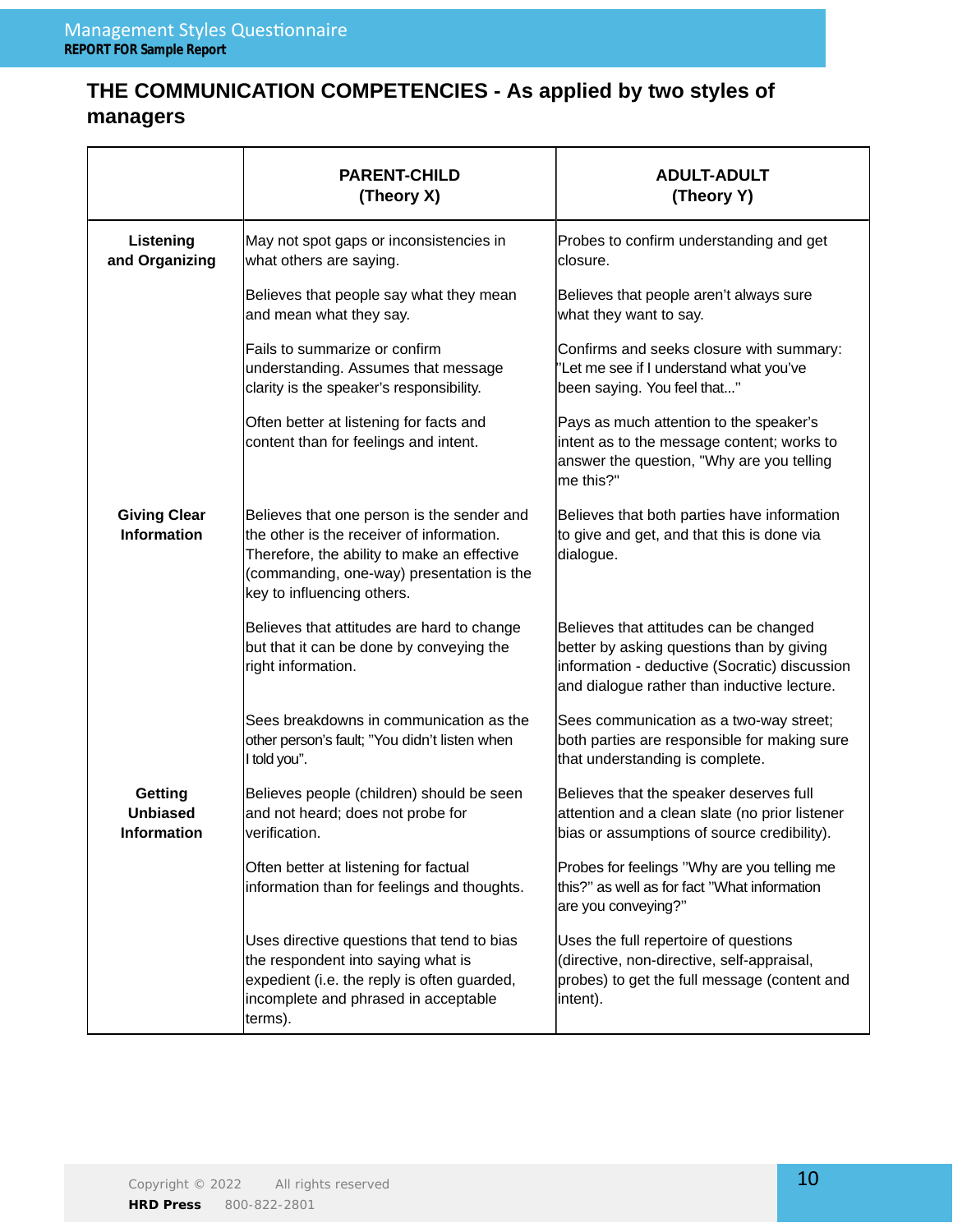## THE COMMUNICATION COMPETENCIES - As applied by two styles of managers

| | PARENT-CHILD (Theory X) | ADULT-ADULT (Theory Y) |
|---|---|---|
| **Listening and Organizing** | May not spot gaps or inconsistencies in what others are saying. | Probes to confirm understanding and get closure. |
| | Believes that people say what they mean and mean what they say. | Believes that people aren't always sure what they want to say. |
| | Fails to summarize or confirm understanding. Assumes that message clarity is the speaker's responsibility. | Confirms and seeks closure with summary: "Let me see if I understand what you've been saying. You feel that..." |
| | Often better at listening for facts and content than for feelings and intent. | Pays as much attention to the speaker's intent as to the message content; works to answer the question, "Why are you telling me this?" |
| **Giving Clear Information** | Believes that one person is the sender and the other is the receiver of information. Therefore, the ability to make an effective (commanding, one-way) presentation is the key to influencing others. | Believes that both parties have information to give and get, and that this is done via dialogue. |
| | Believes that attitudes are hard to change but that it can be done by conveying the right information. | Believes that attitudes can be changed better by asking questions than by giving information - deductive (Socratic) discussion and dialogue rather than inductive lecture. |
| | Sees breakdowns in communication as the other person's fault; "You didn't listen when I told you". | Sees communication as a two-way street; both parties are responsible for making sure that understanding is complete. |
| **Getting Unbiased Information** | Believes people (children) should be seen and not heard; does not probe for verification. | Believes that the speaker deserves full attention and a clean slate (no prior listener bias or assumptions of source credibility). |
| | Often better at listening for factual information than for feelings and thoughts. | Probes for feelings "Why are you telling me this?" as well as for fact "What information are you conveying?" |
| | Uses directive questions that tend to bias the respondent into saying what is expedient (i.e. the reply is often guarded, incomplete and phrased in acceptable terms). | Uses the full repertoire of questions (directive, non-directive, self-appraisal, probes) to get the full message (content and intent). |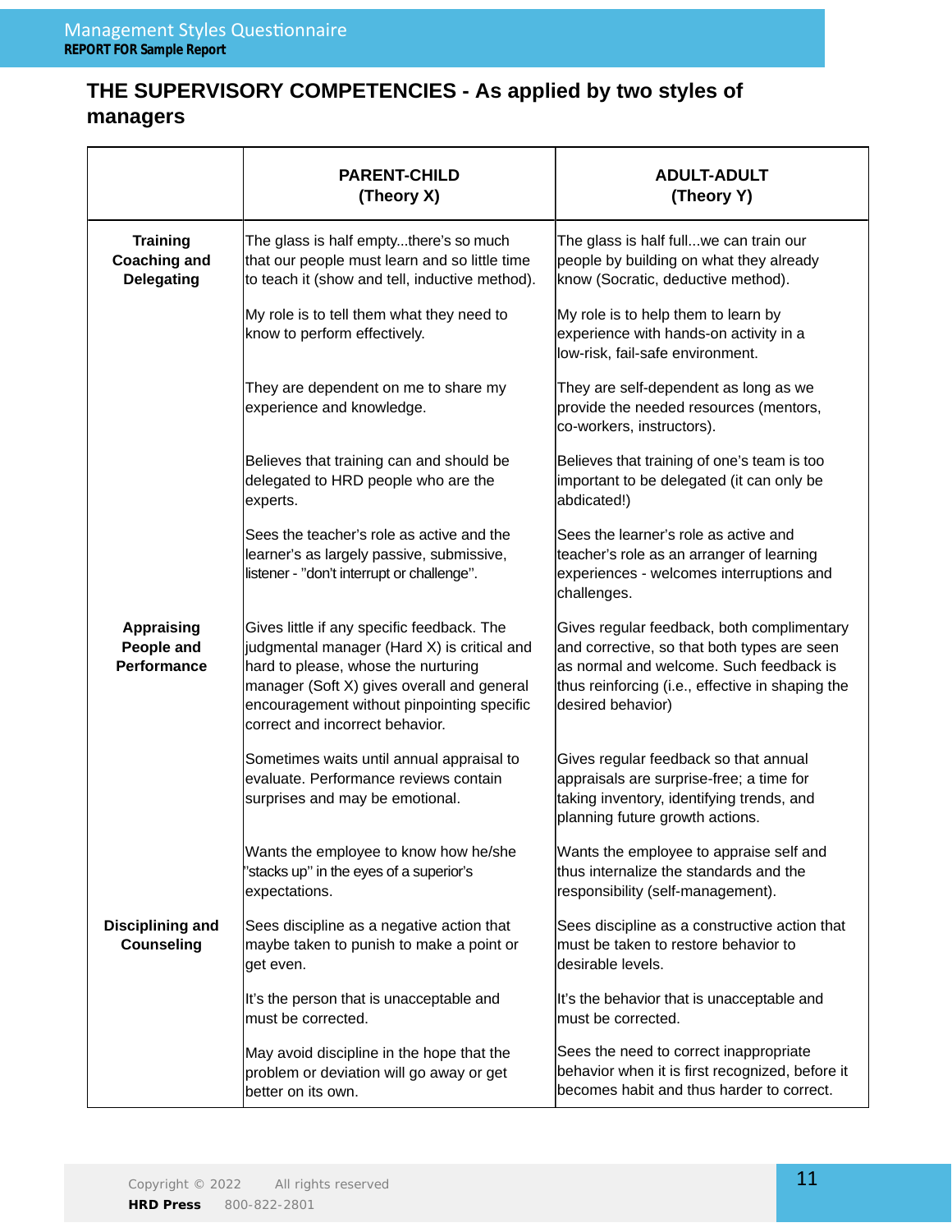## THE SUPERVISORY COMPETENCIES - As applied by two styles of managers

| | PARENT-CHILD (Theory X) | ADULT-ADULT (Theory Y) |
|---|---|---|
| **Training Coaching and Delegating** | The glass is half empty...there's so much that our people must learn and so little time to teach it (show and tell, inductive method). | The glass is half full...we can train our people by building on what they already know (Socratic, deductive method). |
| | My role is to tell them what they need to know to perform effectively. | My role is to help them to learn by experience with hands-on activity in a low-risk, fail-safe environment. |
| | They are dependent on me to share my experience and knowledge. | They are self-dependent as long as we provide the needed resources (mentors, co-workers, instructors). |
| | Believes that training can and should be delegated to HRD people who are the experts. | Believes that training of one's team is too important to be delegated (it can only be abdicated!) |
| | Sees the teacher's role as active and the learner's as largely passive, submissive, listener - "don't interrupt or challenge". | Sees the learner's role as active and teacher's role as an arranger of learning experiences - welcomes interruptions and challenges. |
| **Appraising People and Performance** | Gives little if any specific feedback. The judgmental manager (Hard X) is critical and hard to please, whose the nurturing manager (Soft X) gives overall and general encouragement without pinpointing specific correct and incorrect behavior. | Gives regular feedback, both complimentary and corrective, so that both types are seen as normal and welcome. Such feedback is thus reinforcing (i.e., effective in shaping the desired behavior) |
| | Sometimes waits until annual appraisal to evaluate. Performance reviews contain surprises and may be emotional. | Gives regular feedback so that annual appraisals are surprise-free; a time for taking inventory, identifying trends, and planning future growth actions. |
| | Wants the employee to know how he/she "stacks up" in the eyes of a superior's expectations. | Wants the employee to appraise self and thus internalize the standards and the responsibility (self-management). |
| **Disciplining and Counseling** | Sees discipline as a negative action that maybe taken to punish to make a point or get even. | Sees discipline as a constructive action that must be taken to restore behavior to desirable levels. |
| | It's the person that is unacceptable and must be corrected. | It's the behavior that is unacceptable and must be corrected. |
| | May avoid discipline in the hope that the problem or deviation will go away or get better on its own. | Sees the need to correct inappropriate behavior when it is first recognized, before it becomes habit and thus harder to correct. |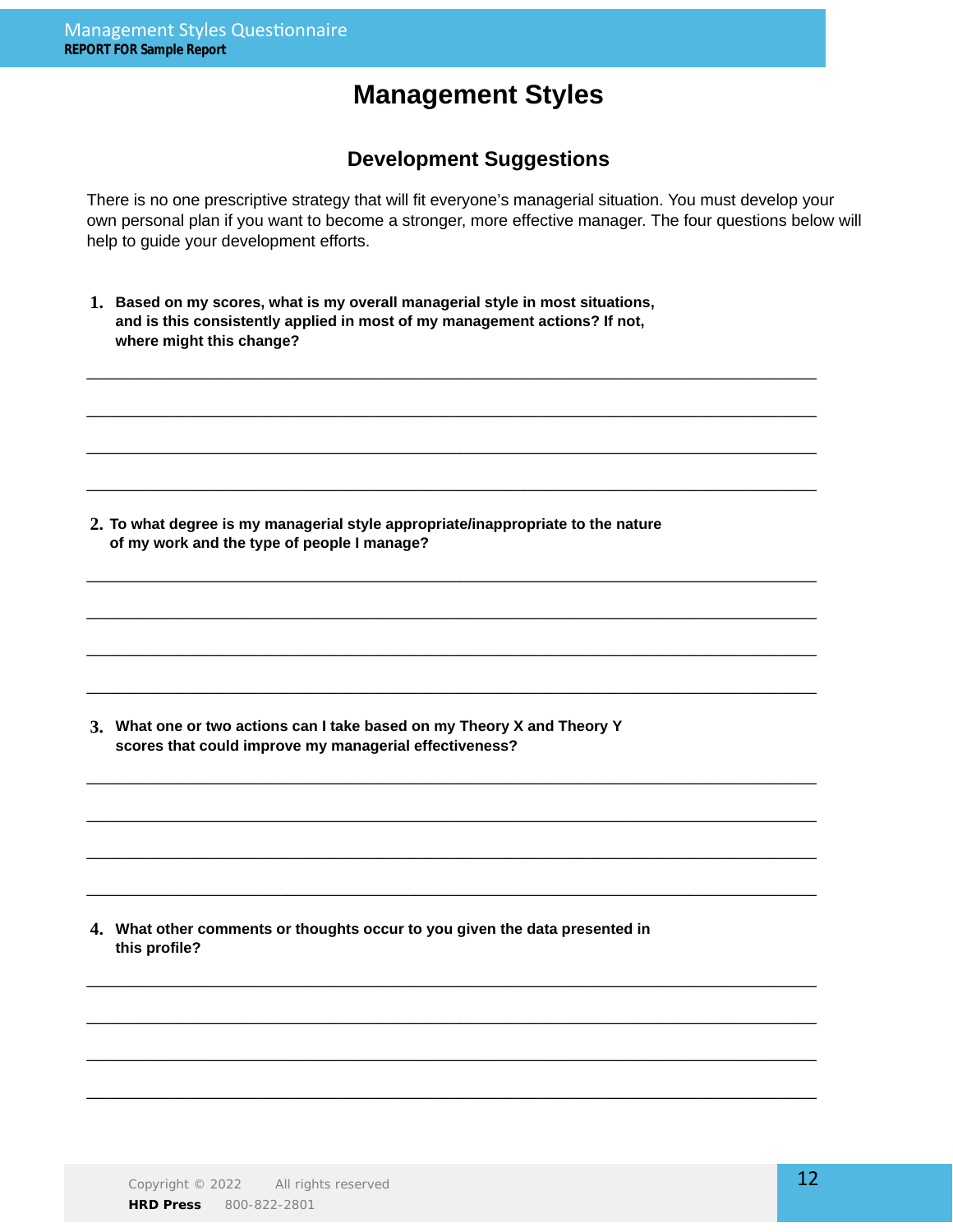# Management Styles

## Development Suggestions

There is no one prescriptive strategy that will fit everyone's managerial situation. You must develop your own personal plan if you want to become a stronger, more effective manager. The four questions below will help to guide your development efforts.

1. **Based on my scores, what is my overall managerial style in most situations, and is this consistently applied in most of my management actions? If not, where might this change?**

_______________________________________________________________________________

_______________________________________________________________________________

_______________________________________________________________________________

_______________________________________________________________________________

2. **To what degree is my managerial style appropriate/inappropriate to the nature of my work and the type of people I manage?**

_______________________________________________________________________________

_______________________________________________________________________________

_______________________________________________________________________________

_______________________________________________________________________________

3. **What one or two actions can I take based on my Theory X and Theory Y scores that could improve my managerial effectiveness?**

_______________________________________________________________________________

_______________________________________________________________________________

_______________________________________________________________________________

_______________________________________________________________________________

4. **What other comments or thoughts occur to you given the data presented in this profile?**

_______________________________________________________________________________

_______________________________________________________________________________

_______________________________________________________________________________

_______________________________________________________________________________